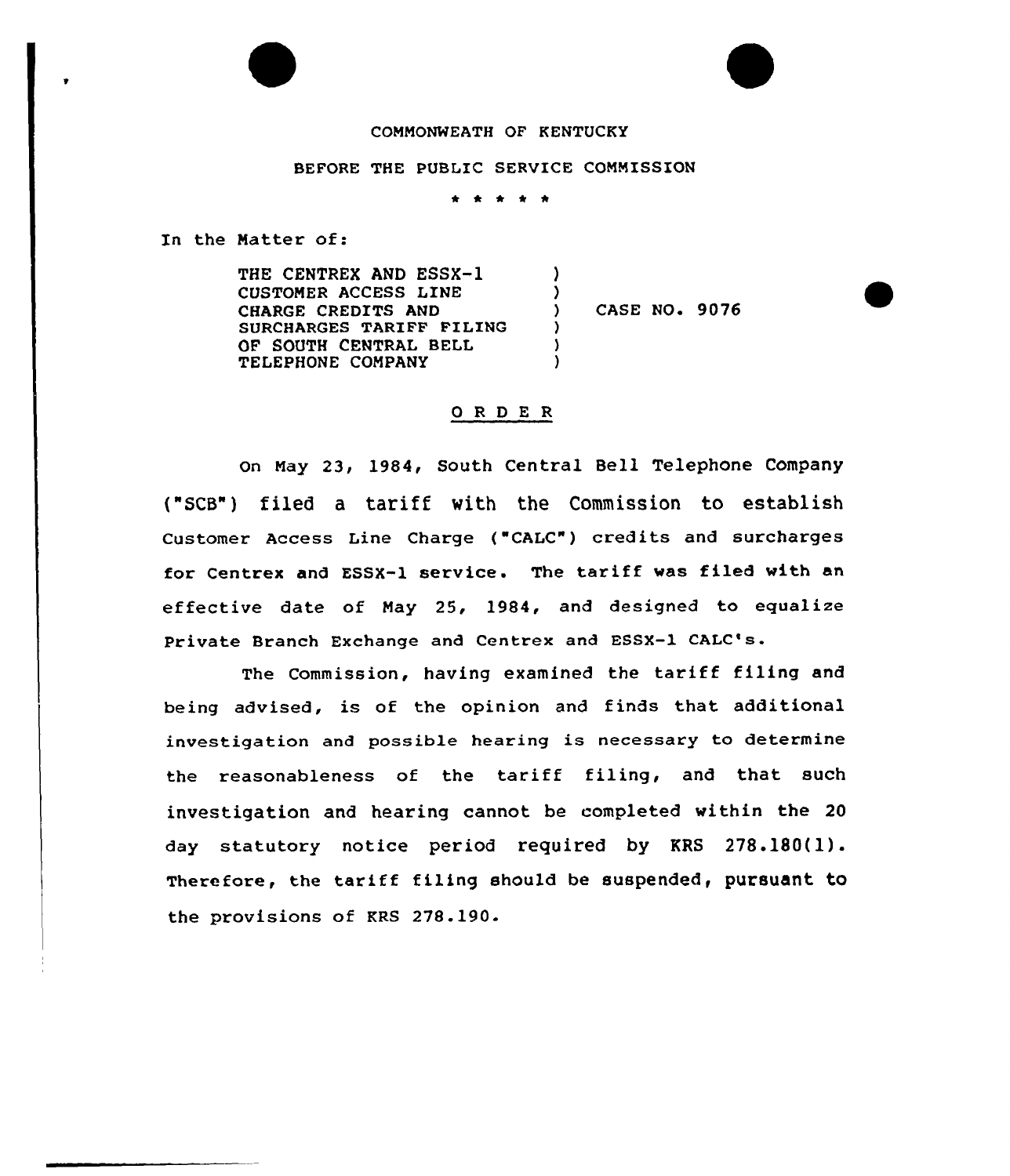COMMONWEATH OF KENTUCKY

BEFORE THE PUBLIC SERVICE COMMISSION

\* \* \* \* \*

In the Matter of:

| | | |
|---|---|---|
| THE CENTREX AND ESSX-1 CUSTOMER ACCESS LINE CHARGE CREDITS AND SURCHARGES TARIFF FILING OF SOUTH CENTRAL BELL TELEPHONE COMPANY | ) ) ) ) ) ) | CASE NO. 9076 |

## O R D E R

On May 23, 1984, South Central Bell Telephone Company ("SCB") filed a tariff with the Commission to establish Customer Access Line Charge ("CALC") credits and surcharges for Centrex and ESSX-1 service. The tariff was filed with an effective date of May 25, 1984, and designed to equalize Private Branch Exchange and Centrex and ESSX-1 CALC's.

The Commission, having examined the tariff filing and being advised, is of the opinion and finds that additional investigation and possible hearing is necessary to determine the reasonableness of the tariff filing, and that such investigation and hearing cannot be completed within the 20 day statutory notice period required by KRS 278.180(1). Therefore, the tariff filing should be suspended, pursuant to the provisions of KRS 278.190.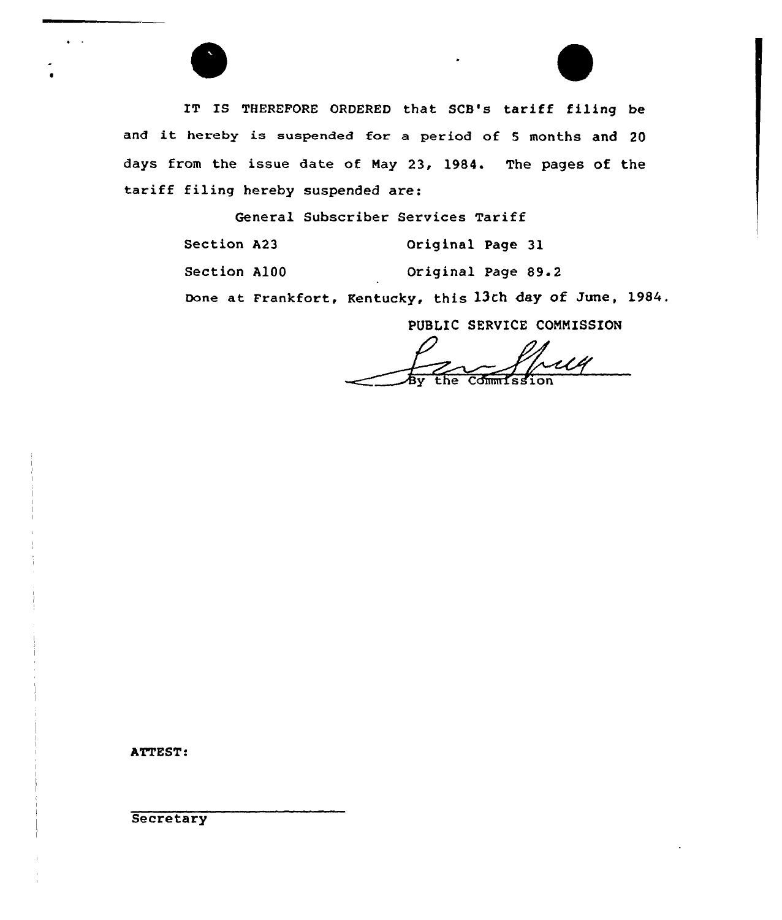IT IS THEREFORE ORDERED that SCB's tariff filing be and it hereby is suspended for a period of 5 months and 20 days from the issue date of May 23, 1984. The pages of the tariff filing hereby suspended are:

General Subscriber Services Tariff

| | |
|---|---|
| Section A23 | Original Page 31 |
| Section A100 | Original Page 89.2 |

Done at Frankfort, Kentucky, this 13th day of June, 1984.

PUBLIC SERVICE COMMISSION

By the Commission

ATTEST:

Secretary